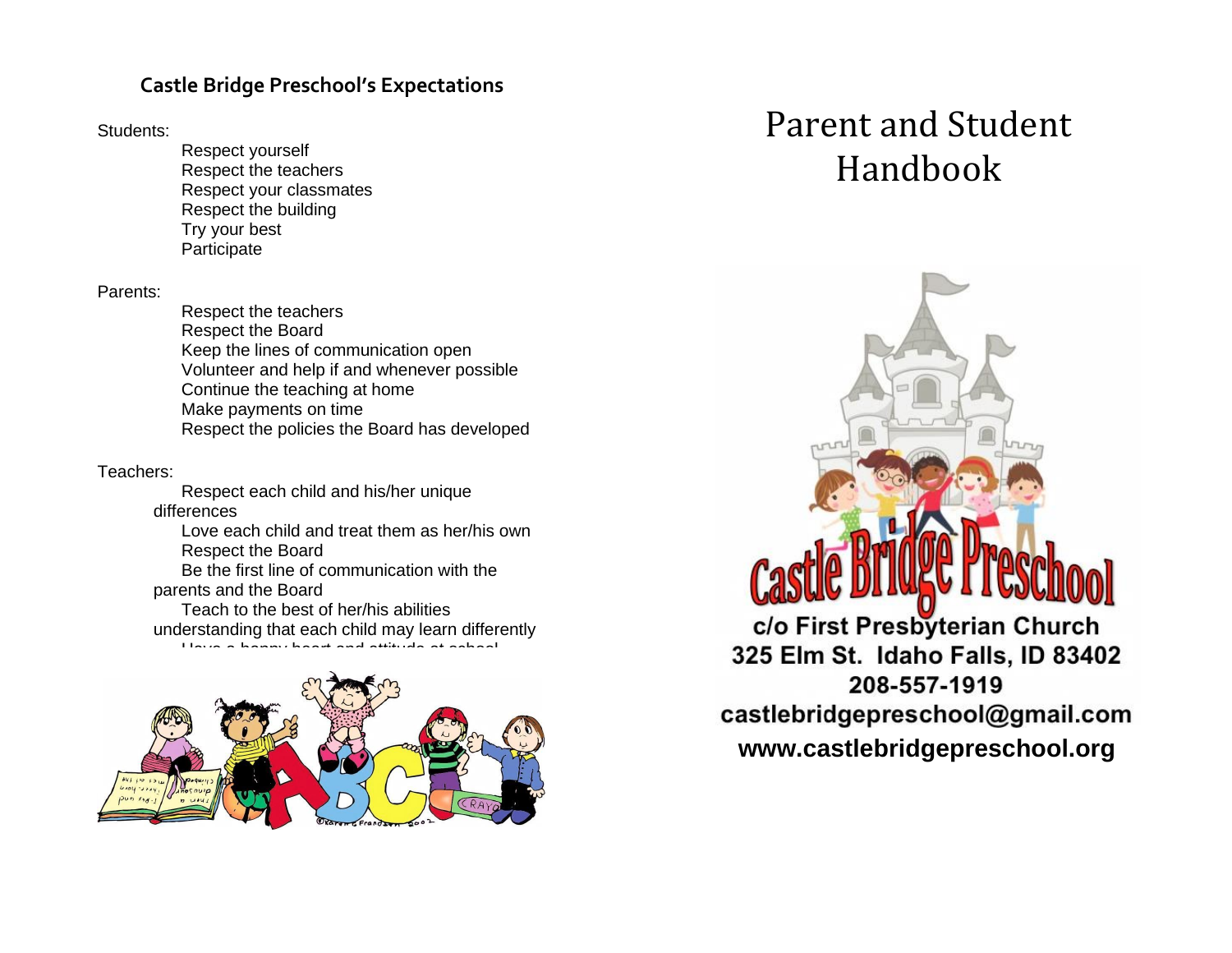## Castle Bridge Preschool's Expectations

Students:

- Respect yourself
- Respect the teachers
- Respect your classmates
- Respect the building
- Try your best
- Participate

Parents:

- Respect the teachers
- Respect the Board
- Keep the lines of communication open
- Volunteer and help if and whenever possible
- Continue the teaching at home
- Make payments on time
- Respect the policies the Board has developed

Teachers:

- Respect each child and his/her unique differences
- Love each child and treat them as her/his own
- Respect the Board
- Be the first line of communication with the parents and the Board
- Teach to the best of her/his abilities understanding that each child may learn differently
- Have a happy heart and attitude at school

# Parent and Student Handbook

Castle Bridge Preschool

c/o First Presbyterian Church
325 Elm St. Idaho Falls, ID 83402
208-557-1919
castlebridgepreschool@gmail.com

www.castlebridgepreschool.org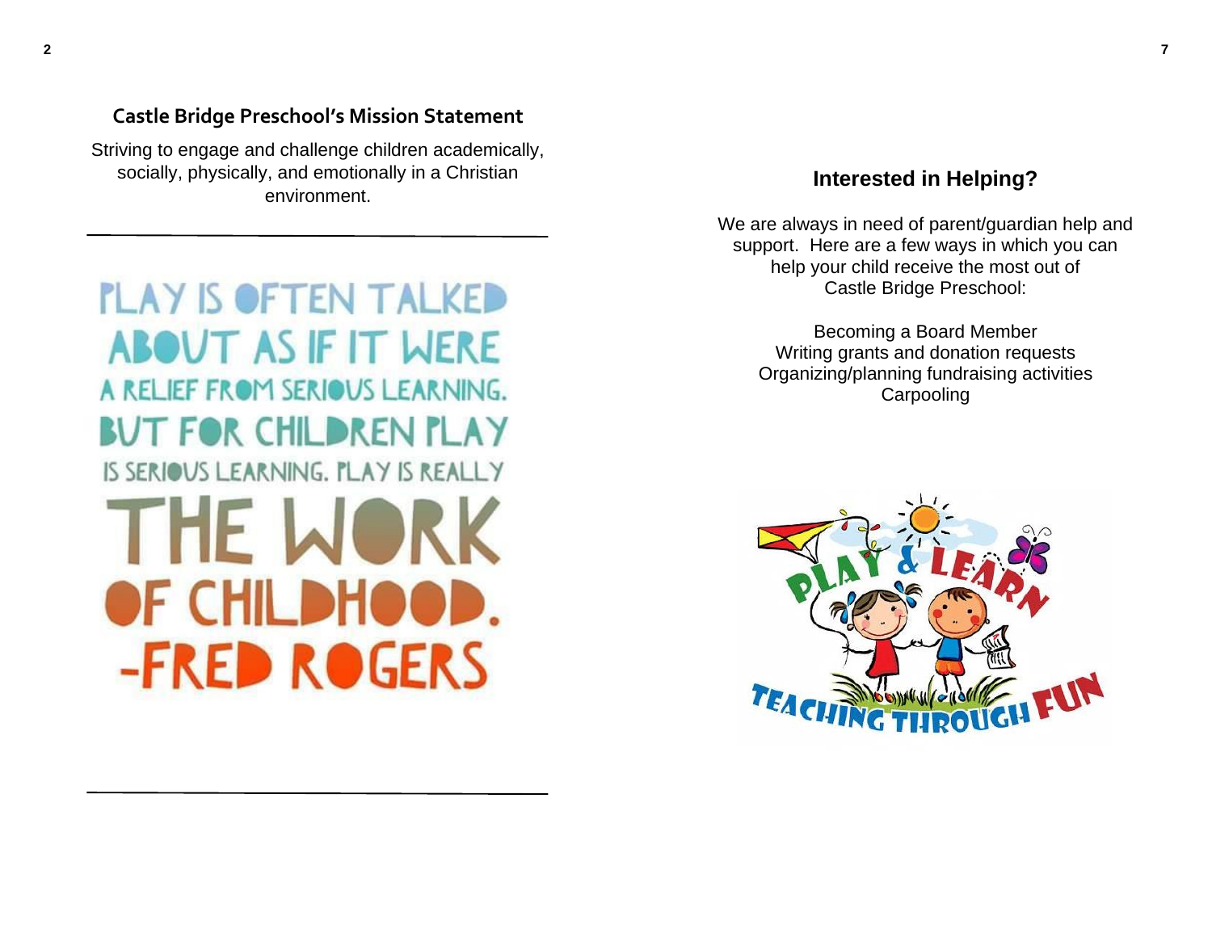## Castle Bridge Preschool's Mission Statement

Striving to engage and challenge children academically, socially, physically, and emotionally in a Christian environment.

---

PLAY IS OFTEN TALKED ABOUT AS IF IT WERE A RELIEF FROM SERIOUS LEARNING. BUT FOR CHILDREN PLAY IS SERIOUS LEARNING. PLAY IS REALLY THE WORK OF CHILDHOOD.
-FRED ROGERS

---

## Interested in Helping?

We are always in need of parent/guardian help and support. Here are a few ways in which you can help your child receive the most out of Castle Bridge Preschool:

Becoming a Board Member
Writing grants and donation requests
Organizing/planning fundraising activities
Carpooling

PLAY & LEARN
TEACHING THROUGH FUN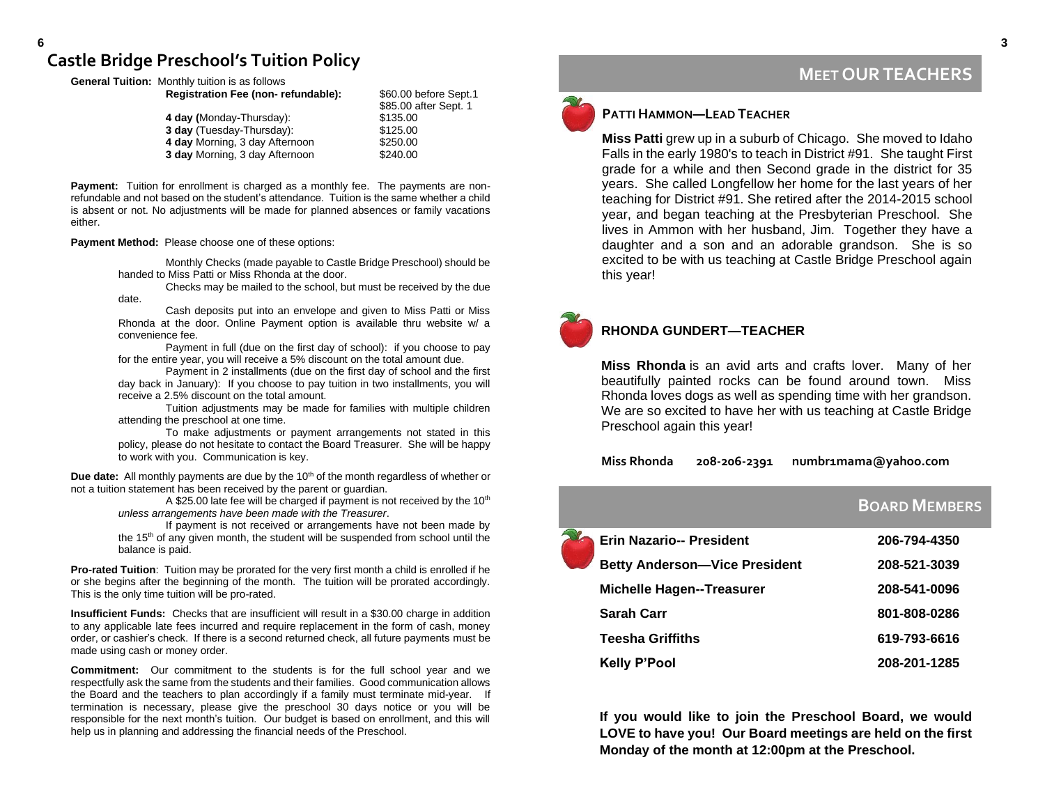# Castle Bridge Preschool's Tuition Policy

**General Tuition:** Monthly tuition is as follows

| | |
|---|---|
| **Registration Fee (non- refundable):** | $60.00 before Sept.1<br>$85.00 after Sept. 1 |
| **4 day (**Monday**-**Thursday): | $135.00 |
| **3 day** (Tuesday-Thursday): | $125.00 |
| **4 day** Morning, 3 day Afternoon | $250.00 |
| **3 day** Morning, 3 day Afternoon | $240.00 |

**Payment:** Tuition for enrollment is charged as a monthly fee. The payments are non-refundable and not based on the student's attendance. Tuition is the same whether a child is absent or not. No adjustments will be made for planned absences or family vacations either.

**Payment Method:** Please choose one of these options:

Monthly Checks (made payable to Castle Bridge Preschool) should be handed to Miss Patti or Miss Rhonda at the door.

Checks may be mailed to the school, but must be received by the due date.

Cash deposits put into an envelope and given to Miss Patti or Miss Rhonda at the door. Online Payment option is available thru website w/ a convenience fee.

Payment in full (due on the first day of school): if you choose to pay for the entire year, you will receive a 5% discount on the total amount due.

Payment in 2 installments (due on the first day of school and the first day back in January): If you choose to pay tuition in two installments, you will receive a 2.5% discount on the total amount.

Tuition adjustments may be made for families with multiple children attending the preschool at one time.

To make adjustments or payment arrangements not stated in this policy, please do not hesitate to contact the Board Treasurer. She will be happy to work with you. Communication is key.

**Due date:** All monthly payments are due by the 10th of the month regardless of whether or not a tuition statement has been received by the parent or guardian.

A $25.00 late fee will be charged if payment is not received by the 10th *unless arrangements have been made with the Treasurer*.

If payment is not received or arrangements have not been made by the 15th of any given month, the student will be suspended from school until the balance is paid.

**Pro-rated Tuition**: Tuition may be prorated for the very first month a child is enrolled if he or she begins after the beginning of the month. The tuition will be prorated accordingly. This is the only time tuition will be pro-rated.

**Insufficient Funds:** Checks that are insufficient will result in a $30.00 charge in addition to any applicable late fees incurred and require replacement in the form of cash, money order, or cashier's check. If there is a second returned check, all future payments must be made using cash or money order.

**Commitment:** Our commitment to the students is for the full school year and we respectfully ask the same from the students and their families. Good communication allows the Board and the teachers to plan accordingly if a family must terminate mid-year. If termination is necessary, please give the preschool 30 days notice or you will be responsible for the next month's tuition. Our budget is based on enrollment, and this will help us in planning and addressing the financial needs of the Preschool.

## Meet Our Teachers

### Patti Hammon—Lead Teacher

**Miss Patti** grew up in a suburb of Chicago. She moved to Idaho Falls in the early 1980's to teach in District #91. She taught First grade for a while and then Second grade in the district for 35 years. She called Longfellow her home for the last years of her teaching for District #91. She retired after the 2014-2015 school year, and began teaching at the Presbyterian Preschool. She lives in Ammon with her husband, Jim. Together they have a daughter and a son and an adorable grandson. She is so excited to be with us teaching at Castle Bridge Preschool again this year!

### Rhonda Gundert—Teacher

**Miss Rhonda** is an avid arts and crafts lover. Many of her beautifully painted rocks can be found around town. Miss Rhonda loves dogs as well as spending time with her grandson. We are so excited to have her with us teaching at Castle Bridge Preschool again this year!

**Miss Rhonda  208-206-2391  numbr1mama@yahoo.com**

## Board Members

| | |
|---|---|
| **Erin Nazario-- President** | **206-794-4350** |
| **Betty Anderson—Vice President** | **208-521-3039** |
| **Michelle Hagen--Treasurer** | **208-541-0096** |
| **Sarah Carr** | **801-808-0286** |
| **Teesha Griffiths** | **619-793-6616** |
| **Kelly P'Pool** | **208-201-1285** |

**If you would like to join the Preschool Board, we would LOVE to have you! Our Board meetings are held on the first Monday of the month at 12:00pm at the Preschool.**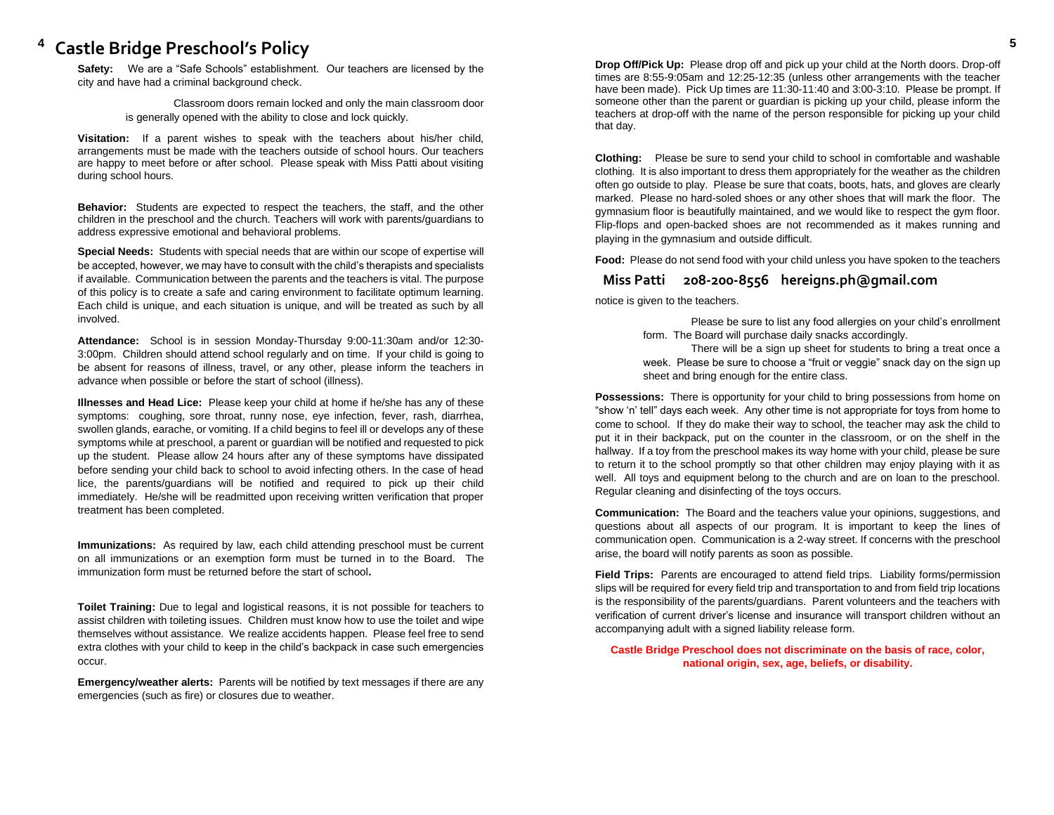# Castle Bridge Preschool's Policy

**Safety:** We are a "Safe Schools" establishment. Our teachers are licensed by the city and have had a criminal background check.

Classroom doors remain locked and only the main classroom door is generally opened with the ability to close and lock quickly.

**Visitation:** If a parent wishes to speak with the teachers about his/her child, arrangements must be made with the teachers outside of school hours. Our teachers are happy to meet before or after school. Please speak with Miss Patti about visiting during school hours.

**Behavior:** Students are expected to respect the teachers, the staff, and the other children in the preschool and the church. Teachers will work with parents/guardians to address expressive emotional and behavioral problems.

**Special Needs:** Students with special needs that are within our scope of expertise will be accepted, however, we may have to consult with the child's therapists and specialists if available. Communication between the parents and the teachers is vital. The purpose of this policy is to create a safe and caring environment to facilitate optimum learning. Each child is unique, and each situation is unique, and will be treated as such by all involved.

**Attendance:** School is in session Monday-Thursday 9:00-11:30am and/or 12:30-3:00pm. Children should attend school regularly and on time. If your child is going to be absent for reasons of illness, travel, or any other, please inform the teachers in advance when possible or before the start of school (illness).

**Illnesses and Head Lice:** Please keep your child at home if he/she has any of these symptoms: coughing, sore throat, runny nose, eye infection, fever, rash, diarrhea, swollen glands, earache, or vomiting. If a child begins to feel ill or develops any of these symptoms while at preschool, a parent or guardian will be notified and requested to pick up the student. Please allow 24 hours after any of these symptoms have dissipated before sending your child back to school to avoid infecting others. In the case of head lice, the parents/guardians will be notified and required to pick up their child immediately. He/she will be readmitted upon receiving written verification that proper treatment has been completed.

**Immunizations:** As required by law, each child attending preschool must be current on all immunizations or an exemption form must be turned in to the Board. The immunization form must be returned before the start of school**.**

**Toilet Training:** Due to legal and logistical reasons, it is not possible for teachers to assist children with toileting issues. Children must know how to use the toilet and wipe themselves without assistance. We realize accidents happen. Please feel free to send extra clothes with your child to keep in the child's backpack in case such emergencies occur.

**Emergency/weather alerts:** Parents will be notified by text messages if there are any emergencies (such as fire) or closures due to weather.

**Drop Off/Pick Up:** Please drop off and pick up your child at the North doors. Drop-off times are 8:55-9:05am and 12:25-12:35 (unless other arrangements with the teacher have been made). Pick Up times are 11:30-11:40 and 3:00-3:10. Please be prompt. If someone other than the parent or guardian is picking up your child, please inform the teachers at drop-off with the name of the person responsible for picking up your child that day.

**Clothing:** Please be sure to send your child to school in comfortable and washable clothing. It is also important to dress them appropriately for the weather as the children often go outside to play. Please be sure that coats, boots, hats, and gloves are clearly marked. Please no hard-soled shoes or any other shoes that will mark the floor. The gymnasium floor is beautifully maintained, and we would like to respect the gym floor. Flip-flops and open-backed shoes are not recommended as it makes running and playing in the gymnasium and outside difficult.

**Food:** Please do not send food with your child unless you have spoken to the teachers

**Miss Patti 208-200-8556 hereigns.ph@gmail.com**

notice is given to the teachers.

Please be sure to list any food allergies on your child's enrollment form. The Board will purchase daily snacks accordingly.

There will be a sign up sheet for students to bring a treat once a week. Please be sure to choose a "fruit or veggie" snack day on the sign up sheet and bring enough for the entire class.

**Possessions:** There is opportunity for your child to bring possessions from home on "show 'n' tell" days each week. Any other time is not appropriate for toys from home to come to school. If they do make their way to school, the teacher may ask the child to put it in their backpack, put on the counter in the classroom, or on the shelf in the hallway. If a toy from the preschool makes its way home with your child, please be sure to return it to the school promptly so that other children may enjoy playing with it as well. All toys and equipment belong to the church and are on loan to the preschool. Regular cleaning and disinfecting of the toys occurs.

**Communication:** The Board and the teachers value your opinions, suggestions, and questions about all aspects of our program. It is important to keep the lines of communication open. Communication is a 2-way street. If concerns with the preschool arise, the board will notify parents as soon as possible.

**Field Trips:** Parents are encouraged to attend field trips. Liability forms/permission slips will be required for every field trip and transportation to and from field trip locations is the responsibility of the parents/guardians. Parent volunteers and the teachers with verification of current driver's license and insurance will transport children without an accompanying adult with a signed liability release form.

**Castle Bridge Preschool does not discriminate on the basis of race, color, national origin, sex, age, beliefs, or disability.**